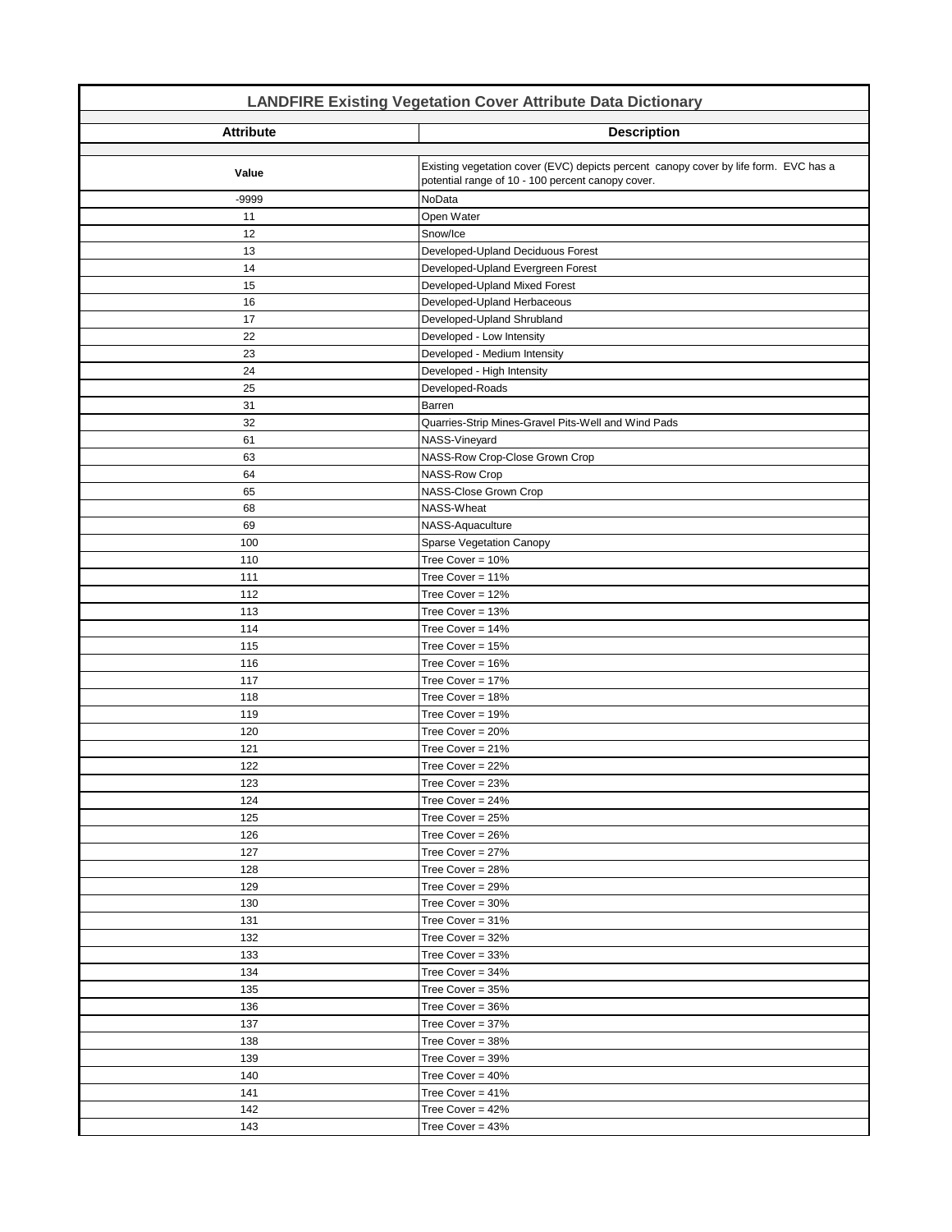## LANDFIRE Existing Vegetation Cover Attribute Data Dictionary

| Attribute | Description |
|---|---|
| Value | Existing vegetation cover (EVC) depicts percent canopy cover by life form. EVC has a potential range of 10 - 100 percent canopy cover. |
| -9999 | NoData |
| 11 | Open Water |
| 12 | Snow/Ice |
| 13 | Developed-Upland Deciduous Forest |
| 14 | Developed-Upland Evergreen Forest |
| 15 | Developed-Upland Mixed Forest |
| 16 | Developed-Upland Herbaceous |
| 17 | Developed-Upland Shrubland |
| 22 | Developed - Low Intensity |
| 23 | Developed - Medium Intensity |
| 24 | Developed - High Intensity |
| 25 | Developed-Roads |
| 31 | Barren |
| 32 | Quarries-Strip Mines-Gravel Pits-Well and Wind Pads |
| 61 | NASS-Vineyard |
| 63 | NASS-Row Crop-Close Grown Crop |
| 64 | NASS-Row Crop |
| 65 | NASS-Close Grown Crop |
| 68 | NASS-Wheat |
| 69 | NASS-Aquaculture |
| 100 | Sparse Vegetation Canopy |
| 110 | Tree Cover = 10% |
| 111 | Tree Cover = 11% |
| 112 | Tree Cover = 12% |
| 113 | Tree Cover = 13% |
| 114 | Tree Cover = 14% |
| 115 | Tree Cover = 15% |
| 116 | Tree Cover = 16% |
| 117 | Tree Cover = 17% |
| 118 | Tree Cover = 18% |
| 119 | Tree Cover = 19% |
| 120 | Tree Cover = 20% |
| 121 | Tree Cover = 21% |
| 122 | Tree Cover = 22% |
| 123 | Tree Cover = 23% |
| 124 | Tree Cover = 24% |
| 125 | Tree Cover = 25% |
| 126 | Tree Cover = 26% |
| 127 | Tree Cover = 27% |
| 128 | Tree Cover = 28% |
| 129 | Tree Cover = 29% |
| 130 | Tree Cover = 30% |
| 131 | Tree Cover = 31% |
| 132 | Tree Cover = 32% |
| 133 | Tree Cover = 33% |
| 134 | Tree Cover = 34% |
| 135 | Tree Cover = 35% |
| 136 | Tree Cover = 36% |
| 137 | Tree Cover = 37% |
| 138 | Tree Cover = 38% |
| 139 | Tree Cover = 39% |
| 140 | Tree Cover = 40% |
| 141 | Tree Cover = 41% |
| 142 | Tree Cover = 42% |
| 143 | Tree Cover = 43% |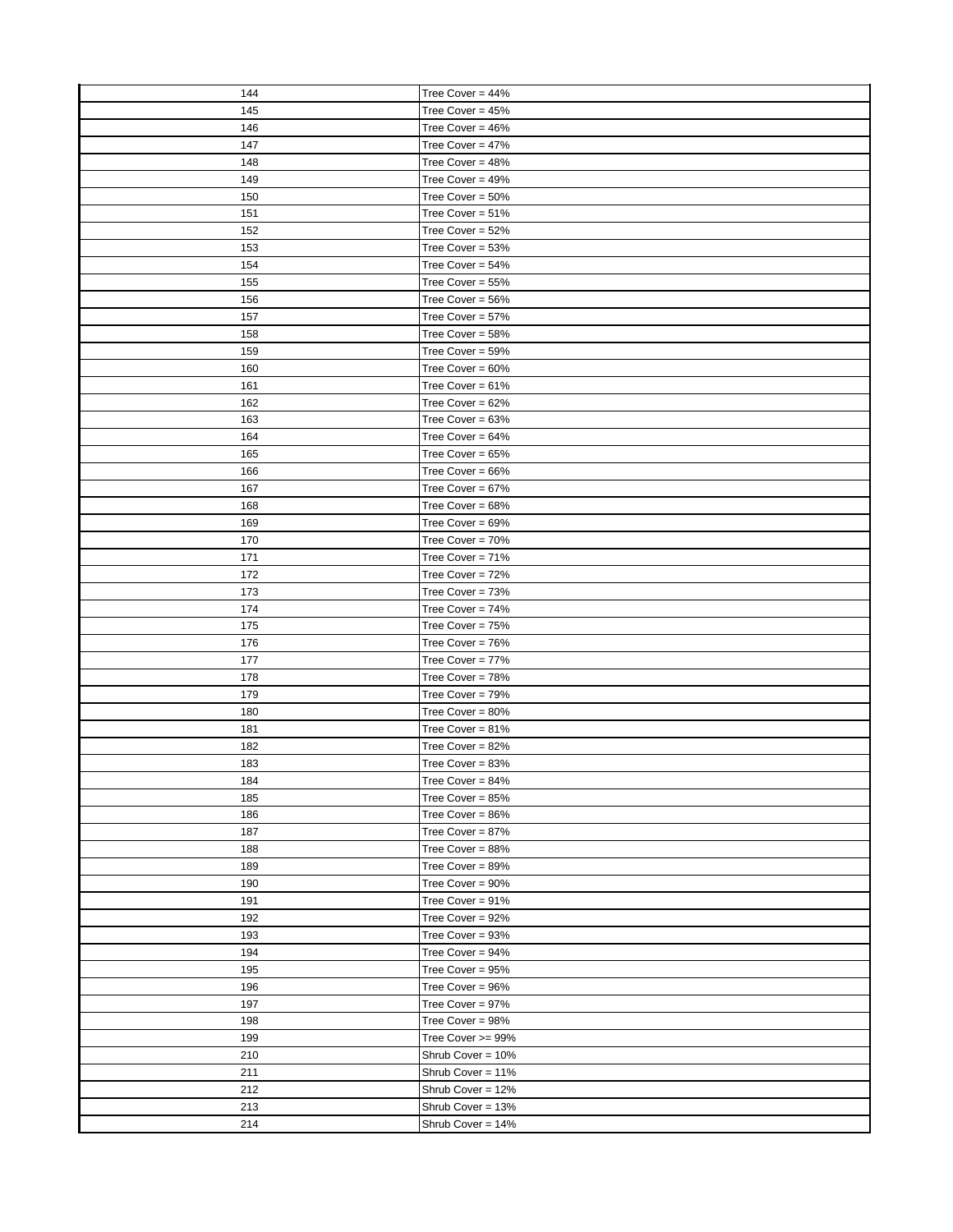| | |
|---|---|
| 144 | Tree Cover = 44% |
| 145 | Tree Cover = 45% |
| 146 | Tree Cover = 46% |
| 147 | Tree Cover = 47% |
| 148 | Tree Cover = 48% |
| 149 | Tree Cover = 49% |
| 150 | Tree Cover = 50% |
| 151 | Tree Cover = 51% |
| 152 | Tree Cover = 52% |
| 153 | Tree Cover = 53% |
| 154 | Tree Cover = 54% |
| 155 | Tree Cover = 55% |
| 156 | Tree Cover = 56% |
| 157 | Tree Cover = 57% |
| 158 | Tree Cover = 58% |
| 159 | Tree Cover = 59% |
| 160 | Tree Cover = 60% |
| 161 | Tree Cover = 61% |
| 162 | Tree Cover = 62% |
| 163 | Tree Cover = 63% |
| 164 | Tree Cover = 64% |
| 165 | Tree Cover = 65% |
| 166 | Tree Cover = 66% |
| 167 | Tree Cover = 67% |
| 168 | Tree Cover = 68% |
| 169 | Tree Cover = 69% |
| 170 | Tree Cover = 70% |
| 171 | Tree Cover = 71% |
| 172 | Tree Cover = 72% |
| 173 | Tree Cover = 73% |
| 174 | Tree Cover = 74% |
| 175 | Tree Cover = 75% |
| 176 | Tree Cover = 76% |
| 177 | Tree Cover = 77% |
| 178 | Tree Cover = 78% |
| 179 | Tree Cover = 79% |
| 180 | Tree Cover = 80% |
| 181 | Tree Cover = 81% |
| 182 | Tree Cover = 82% |
| 183 | Tree Cover = 83% |
| 184 | Tree Cover = 84% |
| 185 | Tree Cover = 85% |
| 186 | Tree Cover = 86% |
| 187 | Tree Cover = 87% |
| 188 | Tree Cover = 88% |
| 189 | Tree Cover = 89% |
| 190 | Tree Cover = 90% |
| 191 | Tree Cover = 91% |
| 192 | Tree Cover = 92% |
| 193 | Tree Cover = 93% |
| 194 | Tree Cover = 94% |
| 195 | Tree Cover = 95% |
| 196 | Tree Cover = 96% |
| 197 | Tree Cover = 97% |
| 198 | Tree Cover = 98% |
| 199 | Tree Cover >= 99% |
| 210 | Shrub Cover = 10% |
| 211 | Shrub Cover = 11% |
| 212 | Shrub Cover = 12% |
| 213 | Shrub Cover = 13% |
| 214 | Shrub Cover = 14% |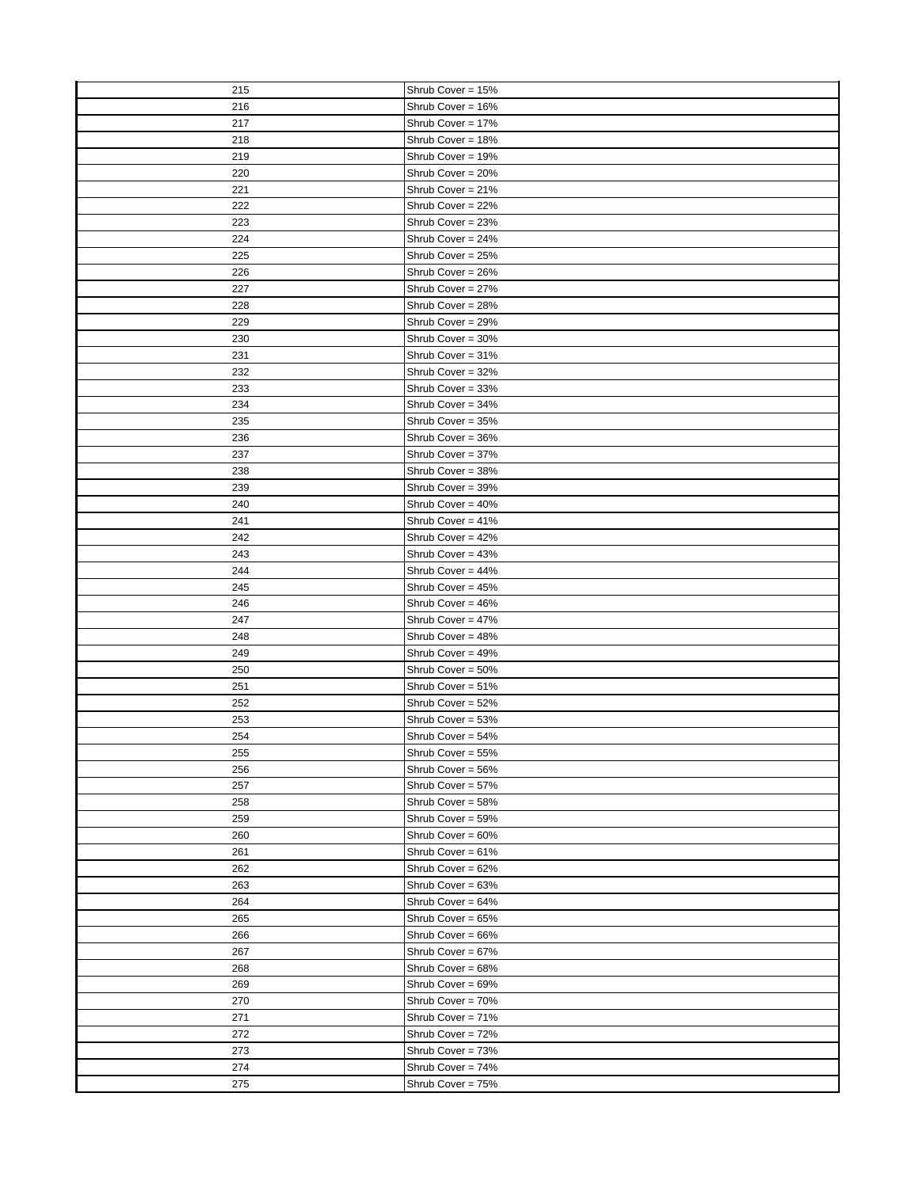| | |
|---|---|
| 215 | Shrub Cover = 15% |
| 216 | Shrub Cover = 16% |
| 217 | Shrub Cover = 17% |
| 218 | Shrub Cover = 18% |
| 219 | Shrub Cover = 19% |
| 220 | Shrub Cover = 20% |
| 221 | Shrub Cover = 21% |
| 222 | Shrub Cover = 22% |
| 223 | Shrub Cover = 23% |
| 224 | Shrub Cover = 24% |
| 225 | Shrub Cover = 25% |
| 226 | Shrub Cover = 26% |
| 227 | Shrub Cover = 27% |
| 228 | Shrub Cover = 28% |
| 229 | Shrub Cover = 29% |
| 230 | Shrub Cover = 30% |
| 231 | Shrub Cover = 31% |
| 232 | Shrub Cover = 32% |
| 233 | Shrub Cover = 33% |
| 234 | Shrub Cover = 34% |
| 235 | Shrub Cover = 35% |
| 236 | Shrub Cover = 36% |
| 237 | Shrub Cover = 37% |
| 238 | Shrub Cover = 38% |
| 239 | Shrub Cover = 39% |
| 240 | Shrub Cover = 40% |
| 241 | Shrub Cover = 41% |
| 242 | Shrub Cover = 42% |
| 243 | Shrub Cover = 43% |
| 244 | Shrub Cover = 44% |
| 245 | Shrub Cover = 45% |
| 246 | Shrub Cover = 46% |
| 247 | Shrub Cover = 47% |
| 248 | Shrub Cover = 48% |
| 249 | Shrub Cover = 49% |
| 250 | Shrub Cover = 50% |
| 251 | Shrub Cover = 51% |
| 252 | Shrub Cover = 52% |
| 253 | Shrub Cover = 53% |
| 254 | Shrub Cover = 54% |
| 255 | Shrub Cover = 55% |
| 256 | Shrub Cover = 56% |
| 257 | Shrub Cover = 57% |
| 258 | Shrub Cover = 58% |
| 259 | Shrub Cover = 59% |
| 260 | Shrub Cover = 60% |
| 261 | Shrub Cover = 61% |
| 262 | Shrub Cover = 62% |
| 263 | Shrub Cover = 63% |
| 264 | Shrub Cover = 64% |
| 265 | Shrub Cover = 65% |
| 266 | Shrub Cover = 66% |
| 267 | Shrub Cover = 67% |
| 268 | Shrub Cover = 68% |
| 269 | Shrub Cover = 69% |
| 270 | Shrub Cover = 70% |
| 271 | Shrub Cover = 71% |
| 272 | Shrub Cover = 72% |
| 273 | Shrub Cover = 73% |
| 274 | Shrub Cover = 74% |
| 275 | Shrub Cover = 75% |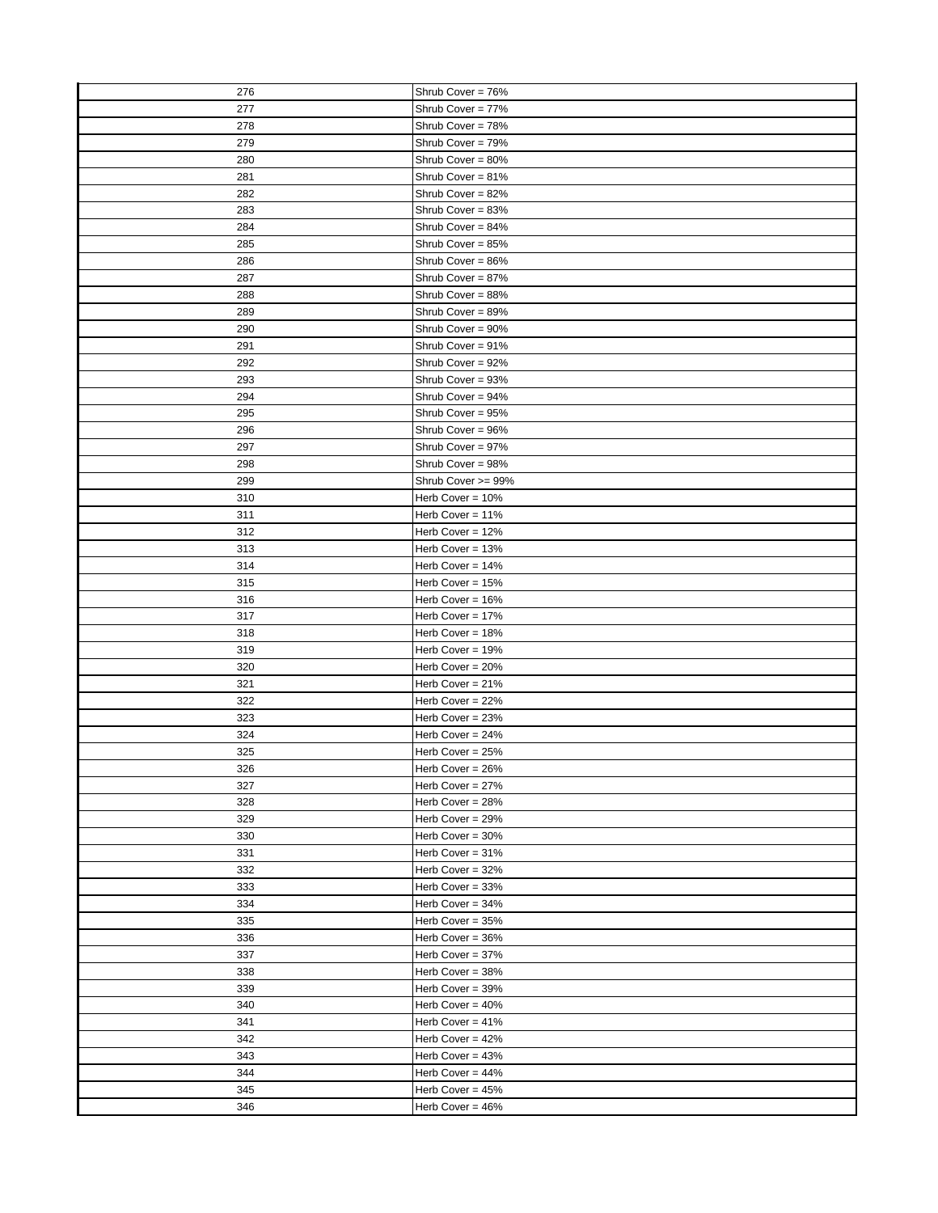| | |
|---|---|
| 276 | Shrub Cover = 76% |
| 277 | Shrub Cover = 77% |
| 278 | Shrub Cover = 78% |
| 279 | Shrub Cover = 79% |
| 280 | Shrub Cover = 80% |
| 281 | Shrub Cover = 81% |
| 282 | Shrub Cover = 82% |
| 283 | Shrub Cover = 83% |
| 284 | Shrub Cover = 84% |
| 285 | Shrub Cover = 85% |
| 286 | Shrub Cover = 86% |
| 287 | Shrub Cover = 87% |
| 288 | Shrub Cover = 88% |
| 289 | Shrub Cover = 89% |
| 290 | Shrub Cover = 90% |
| 291 | Shrub Cover = 91% |
| 292 | Shrub Cover = 92% |
| 293 | Shrub Cover = 93% |
| 294 | Shrub Cover = 94% |
| 295 | Shrub Cover = 95% |
| 296 | Shrub Cover = 96% |
| 297 | Shrub Cover = 97% |
| 298 | Shrub Cover = 98% |
| 299 | Shrub Cover >= 99% |
| 310 | Herb Cover = 10% |
| 311 | Herb Cover = 11% |
| 312 | Herb Cover = 12% |
| 313 | Herb Cover = 13% |
| 314 | Herb Cover = 14% |
| 315 | Herb Cover = 15% |
| 316 | Herb Cover = 16% |
| 317 | Herb Cover = 17% |
| 318 | Herb Cover = 18% |
| 319 | Herb Cover = 19% |
| 320 | Herb Cover = 20% |
| 321 | Herb Cover = 21% |
| 322 | Herb Cover = 22% |
| 323 | Herb Cover = 23% |
| 324 | Herb Cover = 24% |
| 325 | Herb Cover = 25% |
| 326 | Herb Cover = 26% |
| 327 | Herb Cover = 27% |
| 328 | Herb Cover = 28% |
| 329 | Herb Cover = 29% |
| 330 | Herb Cover = 30% |
| 331 | Herb Cover = 31% |
| 332 | Herb Cover = 32% |
| 333 | Herb Cover = 33% |
| 334 | Herb Cover = 34% |
| 335 | Herb Cover = 35% |
| 336 | Herb Cover = 36% |
| 337 | Herb Cover = 37% |
| 338 | Herb Cover = 38% |
| 339 | Herb Cover = 39% |
| 340 | Herb Cover = 40% |
| 341 | Herb Cover = 41% |
| 342 | Herb Cover = 42% |
| 343 | Herb Cover = 43% |
| 344 | Herb Cover = 44% |
| 345 | Herb Cover = 45% |
| 346 | Herb Cover = 46% |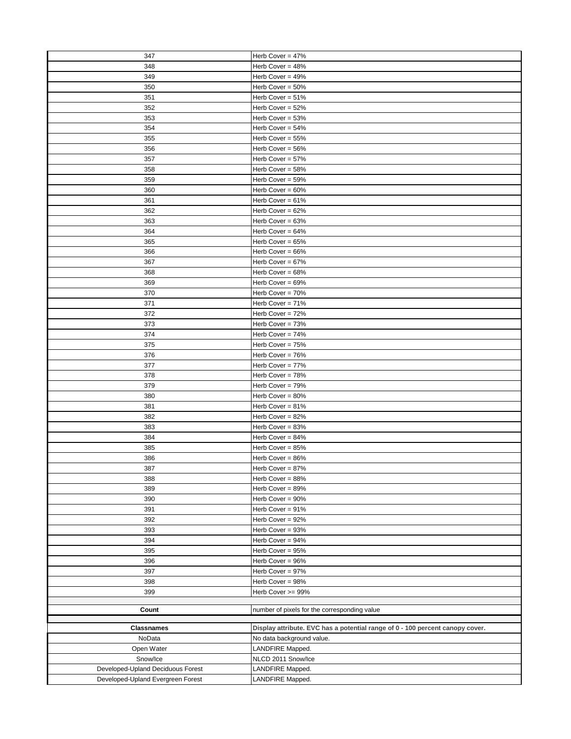| | |
|---|---|
| 347 | Herb Cover = 47% |
| 348 | Herb Cover = 48% |
| 349 | Herb Cover = 49% |
| 350 | Herb Cover = 50% |
| 351 | Herb Cover = 51% |
| 352 | Herb Cover = 52% |
| 353 | Herb Cover = 53% |
| 354 | Herb Cover = 54% |
| 355 | Herb Cover = 55% |
| 356 | Herb Cover = 56% |
| 357 | Herb Cover = 57% |
| 358 | Herb Cover = 58% |
| 359 | Herb Cover = 59% |
| 360 | Herb Cover = 60% |
| 361 | Herb Cover = 61% |
| 362 | Herb Cover = 62% |
| 363 | Herb Cover = 63% |
| 364 | Herb Cover = 64% |
| 365 | Herb Cover = 65% |
| 366 | Herb Cover = 66% |
| 367 | Herb Cover = 67% |
| 368 | Herb Cover = 68% |
| 369 | Herb Cover = 69% |
| 370 | Herb Cover = 70% |
| 371 | Herb Cover = 71% |
| 372 | Herb Cover = 72% |
| 373 | Herb Cover = 73% |
| 374 | Herb Cover = 74% |
| 375 | Herb Cover = 75% |
| 376 | Herb Cover = 76% |
| 377 | Herb Cover = 77% |
| 378 | Herb Cover = 78% |
| 379 | Herb Cover = 79% |
| 380 | Herb Cover = 80% |
| 381 | Herb Cover = 81% |
| 382 | Herb Cover = 82% |
| 383 | Herb Cover = 83% |
| 384 | Herb Cover = 84% |
| 385 | Herb Cover = 85% |
| 386 | Herb Cover = 86% |
| 387 | Herb Cover = 87% |
| 388 | Herb Cover = 88% |
| 389 | Herb Cover = 89% |
| 390 | Herb Cover = 90% |
| 391 | Herb Cover = 91% |
| 392 | Herb Cover = 92% |
| 393 | Herb Cover = 93% |
| 394 | Herb Cover = 94% |
| 395 | Herb Cover = 95% |
| 396 | Herb Cover = 96% |
| 397 | Herb Cover = 97% |
| 398 | Herb Cover = 98% |
| 399 | Herb Cover >= 99% |
| | |
| **Count** | number of pixels for the corresponding value |
| | |
| **Classnames** | **Display attribute. EVC has a potential range of 0 - 100 percent canopy cover.** |
| NoData | No data background value. |
| Open Water | LANDFIRE Mapped. |
| Snow/Ice | NLCD 2011 Snow/Ice |
| Developed-Upland Deciduous Forest | LANDFIRE Mapped. |
| Developed-Upland Evergreen Forest | LANDFIRE Mapped. |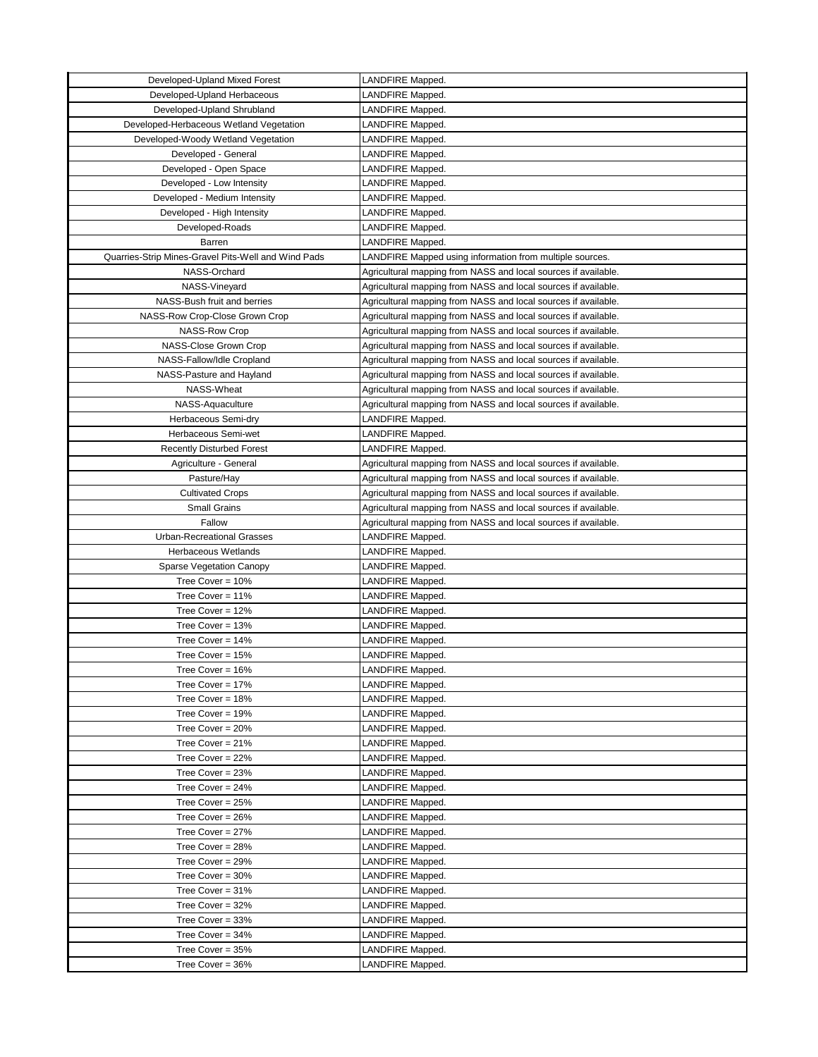| | |
|---|---|
| Developed-Upland Mixed Forest | LANDFIRE Mapped. |
| Developed-Upland Herbaceous | LANDFIRE Mapped. |
| Developed-Upland Shrubland | LANDFIRE Mapped. |
| Developed-Herbaceous Wetland Vegetation | LANDFIRE Mapped. |
| Developed-Woody Wetland Vegetation | LANDFIRE Mapped. |
| Developed - General | LANDFIRE Mapped. |
| Developed - Open Space | LANDFIRE Mapped. |
| Developed - Low Intensity | LANDFIRE Mapped. |
| Developed - Medium Intensity | LANDFIRE Mapped. |
| Developed - High Intensity | LANDFIRE Mapped. |
| Developed-Roads | LANDFIRE Mapped. |
| Barren | LANDFIRE Mapped. |
| Quarries-Strip Mines-Gravel Pits-Well and Wind Pads | LANDFIRE Mapped using information from multiple sources. |
| NASS-Orchard | Agricultural mapping from NASS and local sources if available. |
| NASS-Vineyard | Agricultural mapping from NASS and local sources if available. |
| NASS-Bush fruit and berries | Agricultural mapping from NASS and local sources if available. |
| NASS-Row Crop-Close Grown Crop | Agricultural mapping from NASS and local sources if available. |
| NASS-Row Crop | Agricultural mapping from NASS and local sources if available. |
| NASS-Close Grown Crop | Agricultural mapping from NASS and local sources if available. |
| NASS-Fallow/Idle Cropland | Agricultural mapping from NASS and local sources if available. |
| NASS-Pasture and Hayland | Agricultural mapping from NASS and local sources if available. |
| NASS-Wheat | Agricultural mapping from NASS and local sources if available. |
| NASS-Aquaculture | Agricultural mapping from NASS and local sources if available. |
| Herbaceous Semi-dry | LANDFIRE Mapped. |
| Herbaceous Semi-wet | LANDFIRE Mapped. |
| Recently Disturbed Forest | LANDFIRE Mapped. |
| Agriculture - General | Agricultural mapping from NASS and local sources if available. |
| Pasture/Hay | Agricultural mapping from NASS and local sources if available. |
| Cultivated Crops | Agricultural mapping from NASS and local sources if available. |
| Small Grains | Agricultural mapping from NASS and local sources if available. |
| Fallow | Agricultural mapping from NASS and local sources if available. |
| Urban-Recreational Grasses | LANDFIRE Mapped. |
| Herbaceous Wetlands | LANDFIRE Mapped. |
| Sparse Vegetation Canopy | LANDFIRE Mapped. |
| Tree Cover = 10% | LANDFIRE Mapped. |
| Tree Cover = 11% | LANDFIRE Mapped. |
| Tree Cover = 12% | LANDFIRE Mapped. |
| Tree Cover = 13% | LANDFIRE Mapped. |
| Tree Cover = 14% | LANDFIRE Mapped. |
| Tree Cover = 15% | LANDFIRE Mapped. |
| Tree Cover = 16% | LANDFIRE Mapped. |
| Tree Cover = 17% | LANDFIRE Mapped. |
| Tree Cover = 18% | LANDFIRE Mapped. |
| Tree Cover = 19% | LANDFIRE Mapped. |
| Tree Cover = 20% | LANDFIRE Mapped. |
| Tree Cover = 21% | LANDFIRE Mapped. |
| Tree Cover = 22% | LANDFIRE Mapped. |
| Tree Cover = 23% | LANDFIRE Mapped. |
| Tree Cover = 24% | LANDFIRE Mapped. |
| Tree Cover = 25% | LANDFIRE Mapped. |
| Tree Cover = 26% | LANDFIRE Mapped. |
| Tree Cover = 27% | LANDFIRE Mapped. |
| Tree Cover = 28% | LANDFIRE Mapped. |
| Tree Cover = 29% | LANDFIRE Mapped. |
| Tree Cover = 30% | LANDFIRE Mapped. |
| Tree Cover = 31% | LANDFIRE Mapped. |
| Tree Cover = 32% | LANDFIRE Mapped. |
| Tree Cover = 33% | LANDFIRE Mapped. |
| Tree Cover = 34% | LANDFIRE Mapped. |
| Tree Cover = 35% | LANDFIRE Mapped. |
| Tree Cover = 36% | LANDFIRE Mapped. |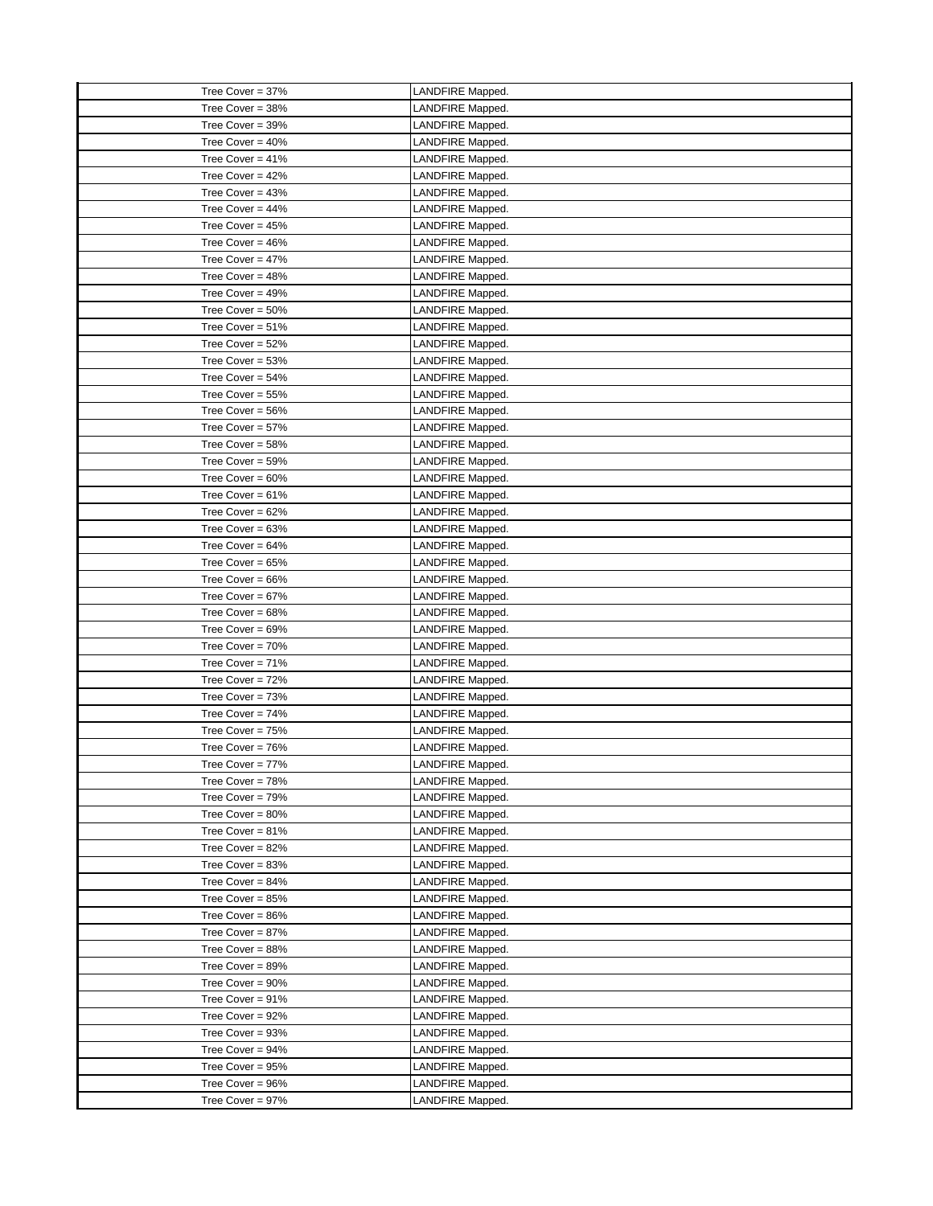| | |
|---|---|
| Tree Cover = 37% | LANDFIRE Mapped. |
| Tree Cover = 38% | LANDFIRE Mapped. |
| Tree Cover = 39% | LANDFIRE Mapped. |
| Tree Cover = 40% | LANDFIRE Mapped. |
| Tree Cover = 41% | LANDFIRE Mapped. |
| Tree Cover = 42% | LANDFIRE Mapped. |
| Tree Cover = 43% | LANDFIRE Mapped. |
| Tree Cover = 44% | LANDFIRE Mapped. |
| Tree Cover = 45% | LANDFIRE Mapped. |
| Tree Cover = 46% | LANDFIRE Mapped. |
| Tree Cover = 47% | LANDFIRE Mapped. |
| Tree Cover = 48% | LANDFIRE Mapped. |
| Tree Cover = 49% | LANDFIRE Mapped. |
| Tree Cover = 50% | LANDFIRE Mapped. |
| Tree Cover = 51% | LANDFIRE Mapped. |
| Tree Cover = 52% | LANDFIRE Mapped. |
| Tree Cover = 53% | LANDFIRE Mapped. |
| Tree Cover = 54% | LANDFIRE Mapped. |
| Tree Cover = 55% | LANDFIRE Mapped. |
| Tree Cover = 56% | LANDFIRE Mapped. |
| Tree Cover = 57% | LANDFIRE Mapped. |
| Tree Cover = 58% | LANDFIRE Mapped. |
| Tree Cover = 59% | LANDFIRE Mapped. |
| Tree Cover = 60% | LANDFIRE Mapped. |
| Tree Cover = 61% | LANDFIRE Mapped. |
| Tree Cover = 62% | LANDFIRE Mapped. |
| Tree Cover = 63% | LANDFIRE Mapped. |
| Tree Cover = 64% | LANDFIRE Mapped. |
| Tree Cover = 65% | LANDFIRE Mapped. |
| Tree Cover = 66% | LANDFIRE Mapped. |
| Tree Cover = 67% | LANDFIRE Mapped. |
| Tree Cover = 68% | LANDFIRE Mapped. |
| Tree Cover = 69% | LANDFIRE Mapped. |
| Tree Cover = 70% | LANDFIRE Mapped. |
| Tree Cover = 71% | LANDFIRE Mapped. |
| Tree Cover = 72% | LANDFIRE Mapped. |
| Tree Cover = 73% | LANDFIRE Mapped. |
| Tree Cover = 74% | LANDFIRE Mapped. |
| Tree Cover = 75% | LANDFIRE Mapped. |
| Tree Cover = 76% | LANDFIRE Mapped. |
| Tree Cover = 77% | LANDFIRE Mapped. |
| Tree Cover = 78% | LANDFIRE Mapped. |
| Tree Cover = 79% | LANDFIRE Mapped. |
| Tree Cover = 80% | LANDFIRE Mapped. |
| Tree Cover = 81% | LANDFIRE Mapped. |
| Tree Cover = 82% | LANDFIRE Mapped. |
| Tree Cover = 83% | LANDFIRE Mapped. |
| Tree Cover = 84% | LANDFIRE Mapped. |
| Tree Cover = 85% | LANDFIRE Mapped. |
| Tree Cover = 86% | LANDFIRE Mapped. |
| Tree Cover = 87% | LANDFIRE Mapped. |
| Tree Cover = 88% | LANDFIRE Mapped. |
| Tree Cover = 89% | LANDFIRE Mapped. |
| Tree Cover = 90% | LANDFIRE Mapped. |
| Tree Cover = 91% | LANDFIRE Mapped. |
| Tree Cover = 92% | LANDFIRE Mapped. |
| Tree Cover = 93% | LANDFIRE Mapped. |
| Tree Cover = 94% | LANDFIRE Mapped. |
| Tree Cover = 95% | LANDFIRE Mapped. |
| Tree Cover = 96% | LANDFIRE Mapped. |
| Tree Cover = 97% | LANDFIRE Mapped. |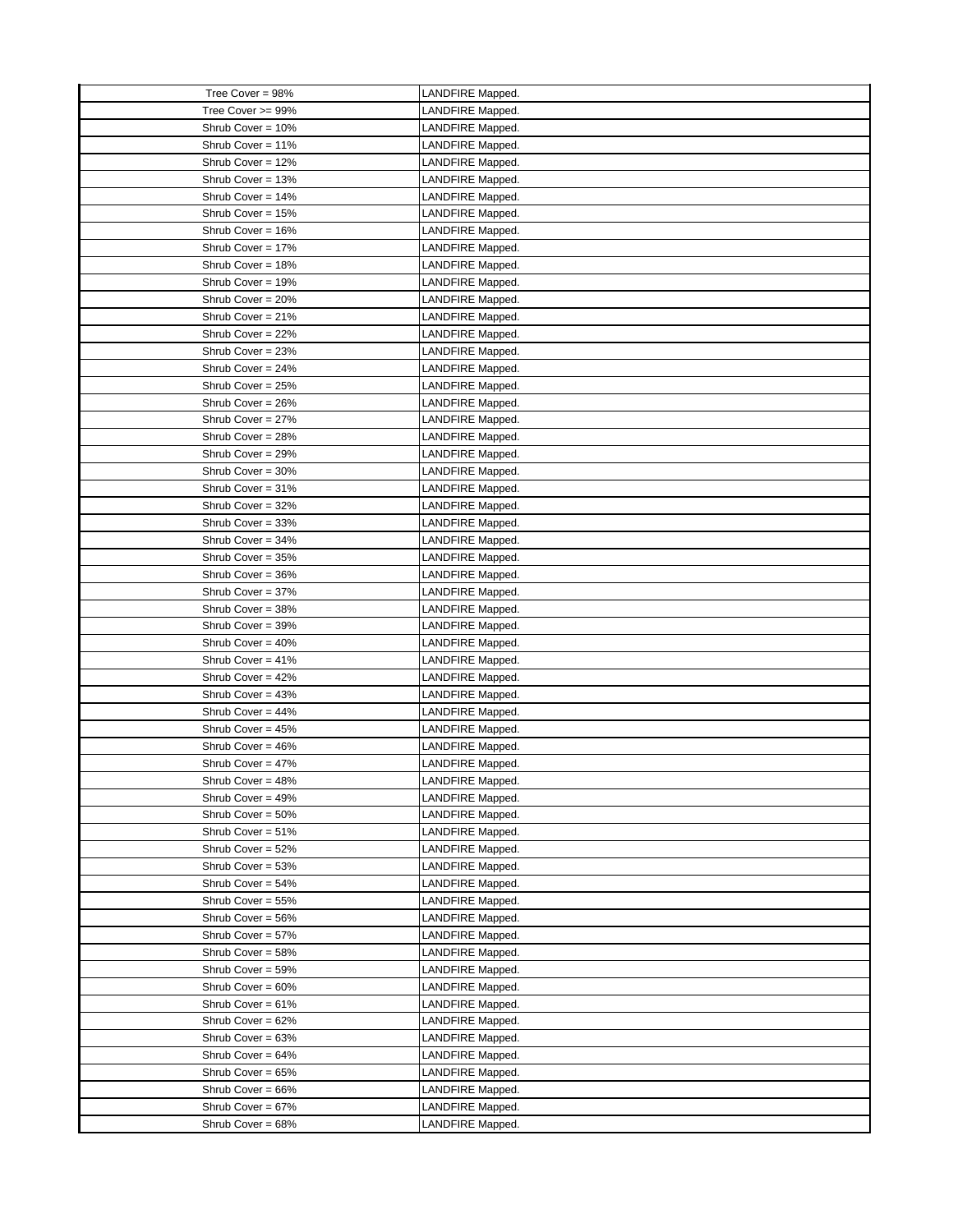| Tree Cover = 98% | LANDFIRE Mapped. |
|---|---|
| Tree Cover >= 99% | LANDFIRE Mapped. |
| Shrub Cover = 10% | LANDFIRE Mapped. |
| Shrub Cover = 11% | LANDFIRE Mapped. |
| Shrub Cover = 12% | LANDFIRE Mapped. |
| Shrub Cover = 13% | LANDFIRE Mapped. |
| Shrub Cover = 14% | LANDFIRE Mapped. |
| Shrub Cover = 15% | LANDFIRE Mapped. |
| Shrub Cover = 16% | LANDFIRE Mapped. |
| Shrub Cover = 17% | LANDFIRE Mapped. |
| Shrub Cover = 18% | LANDFIRE Mapped. |
| Shrub Cover = 19% | LANDFIRE Mapped. |
| Shrub Cover = 20% | LANDFIRE Mapped. |
| Shrub Cover = 21% | LANDFIRE Mapped. |
| Shrub Cover = 22% | LANDFIRE Mapped. |
| Shrub Cover = 23% | LANDFIRE Mapped. |
| Shrub Cover = 24% | LANDFIRE Mapped. |
| Shrub Cover = 25% | LANDFIRE Mapped. |
| Shrub Cover = 26% | LANDFIRE Mapped. |
| Shrub Cover = 27% | LANDFIRE Mapped. |
| Shrub Cover = 28% | LANDFIRE Mapped. |
| Shrub Cover = 29% | LANDFIRE Mapped. |
| Shrub Cover = 30% | LANDFIRE Mapped. |
| Shrub Cover = 31% | LANDFIRE Mapped. |
| Shrub Cover = 32% | LANDFIRE Mapped. |
| Shrub Cover = 33% | LANDFIRE Mapped. |
| Shrub Cover = 34% | LANDFIRE Mapped. |
| Shrub Cover = 35% | LANDFIRE Mapped. |
| Shrub Cover = 36% | LANDFIRE Mapped. |
| Shrub Cover = 37% | LANDFIRE Mapped. |
| Shrub Cover = 38% | LANDFIRE Mapped. |
| Shrub Cover = 39% | LANDFIRE Mapped. |
| Shrub Cover = 40% | LANDFIRE Mapped. |
| Shrub Cover = 41% | LANDFIRE Mapped. |
| Shrub Cover = 42% | LANDFIRE Mapped. |
| Shrub Cover = 43% | LANDFIRE Mapped. |
| Shrub Cover = 44% | LANDFIRE Mapped. |
| Shrub Cover = 45% | LANDFIRE Mapped. |
| Shrub Cover = 46% | LANDFIRE Mapped. |
| Shrub Cover = 47% | LANDFIRE Mapped. |
| Shrub Cover = 48% | LANDFIRE Mapped. |
| Shrub Cover = 49% | LANDFIRE Mapped. |
| Shrub Cover = 50% | LANDFIRE Mapped. |
| Shrub Cover = 51% | LANDFIRE Mapped. |
| Shrub Cover = 52% | LANDFIRE Mapped. |
| Shrub Cover = 53% | LANDFIRE Mapped. |
| Shrub Cover = 54% | LANDFIRE Mapped. |
| Shrub Cover = 55% | LANDFIRE Mapped. |
| Shrub Cover = 56% | LANDFIRE Mapped. |
| Shrub Cover = 57% | LANDFIRE Mapped. |
| Shrub Cover = 58% | LANDFIRE Mapped. |
| Shrub Cover = 59% | LANDFIRE Mapped. |
| Shrub Cover = 60% | LANDFIRE Mapped. |
| Shrub Cover = 61% | LANDFIRE Mapped. |
| Shrub Cover = 62% | LANDFIRE Mapped. |
| Shrub Cover = 63% | LANDFIRE Mapped. |
| Shrub Cover = 64% | LANDFIRE Mapped. |
| Shrub Cover = 65% | LANDFIRE Mapped. |
| Shrub Cover = 66% | LANDFIRE Mapped. |
| Shrub Cover = 67% | LANDFIRE Mapped. |
| Shrub Cover = 68% | LANDFIRE Mapped. |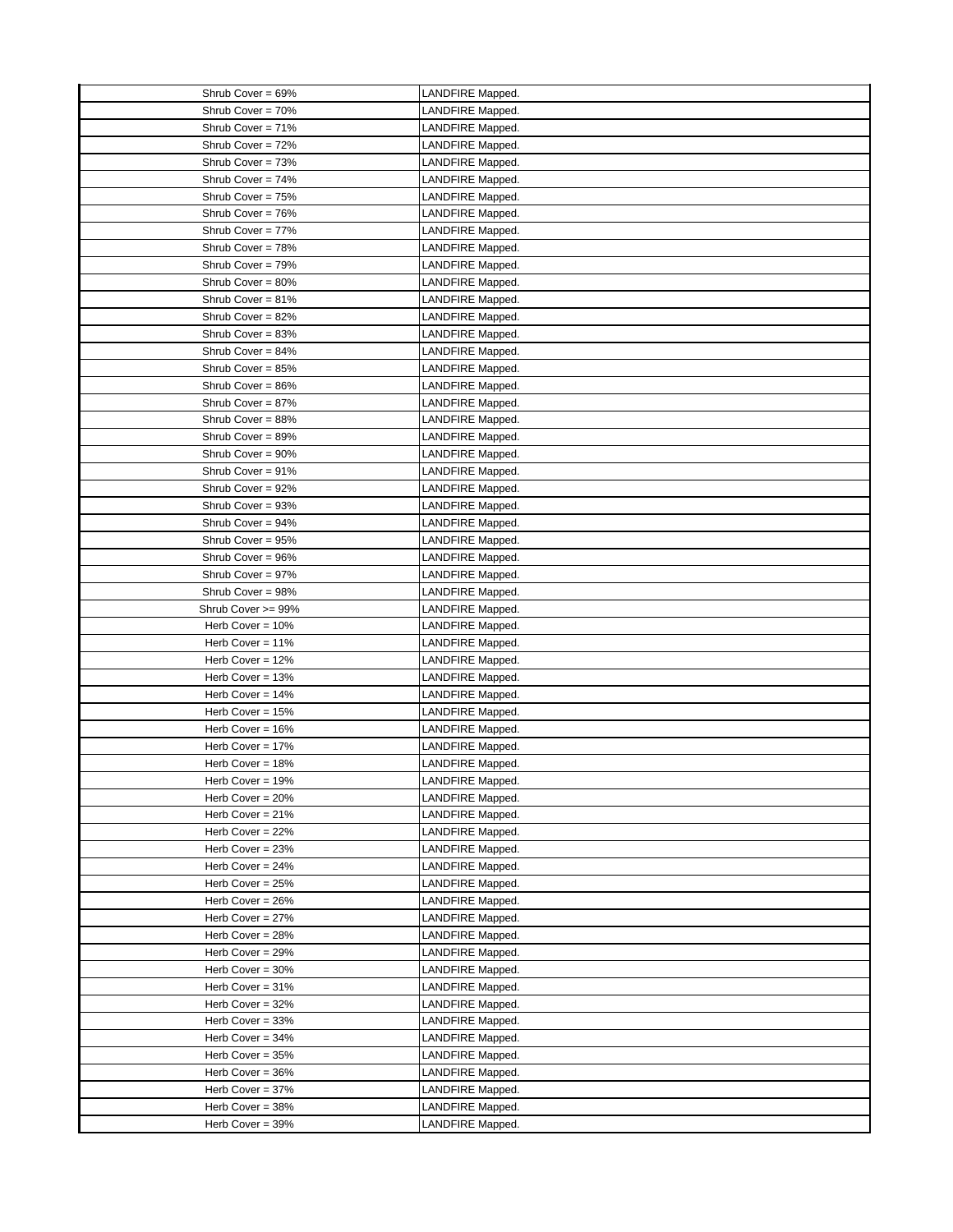| | |
|---|---|
| Shrub Cover = 69% | LANDFIRE Mapped. |
| Shrub Cover = 70% | LANDFIRE Mapped. |
| Shrub Cover = 71% | LANDFIRE Mapped. |
| Shrub Cover = 72% | LANDFIRE Mapped. |
| Shrub Cover = 73% | LANDFIRE Mapped. |
| Shrub Cover = 74% | LANDFIRE Mapped. |
| Shrub Cover = 75% | LANDFIRE Mapped. |
| Shrub Cover = 76% | LANDFIRE Mapped. |
| Shrub Cover = 77% | LANDFIRE Mapped. |
| Shrub Cover = 78% | LANDFIRE Mapped. |
| Shrub Cover = 79% | LANDFIRE Mapped. |
| Shrub Cover = 80% | LANDFIRE Mapped. |
| Shrub Cover = 81% | LANDFIRE Mapped. |
| Shrub Cover = 82% | LANDFIRE Mapped. |
| Shrub Cover = 83% | LANDFIRE Mapped. |
| Shrub Cover = 84% | LANDFIRE Mapped. |
| Shrub Cover = 85% | LANDFIRE Mapped. |
| Shrub Cover = 86% | LANDFIRE Mapped. |
| Shrub Cover = 87% | LANDFIRE Mapped. |
| Shrub Cover = 88% | LANDFIRE Mapped. |
| Shrub Cover = 89% | LANDFIRE Mapped. |
| Shrub Cover = 90% | LANDFIRE Mapped. |
| Shrub Cover = 91% | LANDFIRE Mapped. |
| Shrub Cover = 92% | LANDFIRE Mapped. |
| Shrub Cover = 93% | LANDFIRE Mapped. |
| Shrub Cover = 94% | LANDFIRE Mapped. |
| Shrub Cover = 95% | LANDFIRE Mapped. |
| Shrub Cover = 96% | LANDFIRE Mapped. |
| Shrub Cover = 97% | LANDFIRE Mapped. |
| Shrub Cover = 98% | LANDFIRE Mapped. |
| Shrub Cover >= 99% | LANDFIRE Mapped. |
| Herb Cover = 10% | LANDFIRE Mapped. |
| Herb Cover = 11% | LANDFIRE Mapped. |
| Herb Cover = 12% | LANDFIRE Mapped. |
| Herb Cover = 13% | LANDFIRE Mapped. |
| Herb Cover = 14% | LANDFIRE Mapped. |
| Herb Cover = 15% | LANDFIRE Mapped. |
| Herb Cover = 16% | LANDFIRE Mapped. |
| Herb Cover = 17% | LANDFIRE Mapped. |
| Herb Cover = 18% | LANDFIRE Mapped. |
| Herb Cover = 19% | LANDFIRE Mapped. |
| Herb Cover = 20% | LANDFIRE Mapped. |
| Herb Cover = 21% | LANDFIRE Mapped. |
| Herb Cover = 22% | LANDFIRE Mapped. |
| Herb Cover = 23% | LANDFIRE Mapped. |
| Herb Cover = 24% | LANDFIRE Mapped. |
| Herb Cover = 25% | LANDFIRE Mapped. |
| Herb Cover = 26% | LANDFIRE Mapped. |
| Herb Cover = 27% | LANDFIRE Mapped. |
| Herb Cover = 28% | LANDFIRE Mapped. |
| Herb Cover = 29% | LANDFIRE Mapped. |
| Herb Cover = 30% | LANDFIRE Mapped. |
| Herb Cover = 31% | LANDFIRE Mapped. |
| Herb Cover = 32% | LANDFIRE Mapped. |
| Herb Cover = 33% | LANDFIRE Mapped. |
| Herb Cover = 34% | LANDFIRE Mapped. |
| Herb Cover = 35% | LANDFIRE Mapped. |
| Herb Cover = 36% | LANDFIRE Mapped. |
| Herb Cover = 37% | LANDFIRE Mapped. |
| Herb Cover = 38% | LANDFIRE Mapped. |
| Herb Cover = 39% | LANDFIRE Mapped. |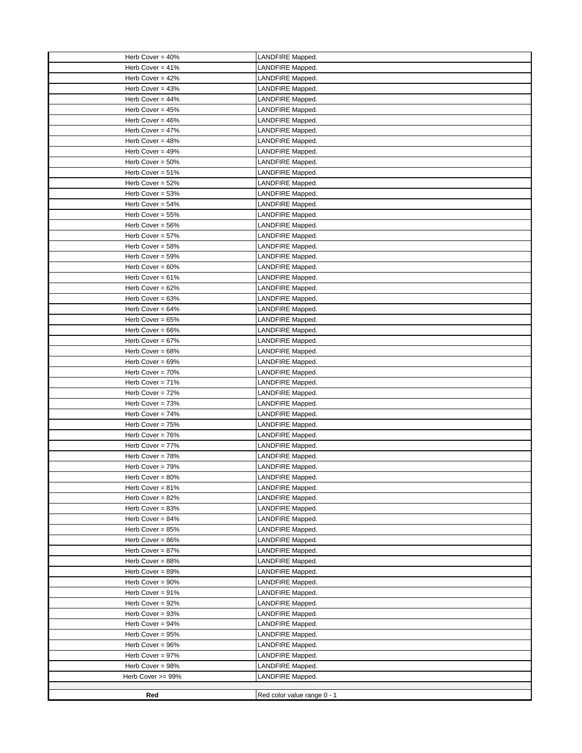| | |
|---|---|
| Herb Cover = 40% | LANDFIRE Mapped. |
| Herb Cover = 41% | LANDFIRE Mapped. |
| Herb Cover = 42% | LANDFIRE Mapped. |
| Herb Cover = 43% | LANDFIRE Mapped. |
| Herb Cover = 44% | LANDFIRE Mapped. |
| Herb Cover = 45% | LANDFIRE Mapped. |
| Herb Cover = 46% | LANDFIRE Mapped. |
| Herb Cover = 47% | LANDFIRE Mapped. |
| Herb Cover = 48% | LANDFIRE Mapped. |
| Herb Cover = 49% | LANDFIRE Mapped. |
| Herb Cover = 50% | LANDFIRE Mapped. |
| Herb Cover = 51% | LANDFIRE Mapped. |
| Herb Cover = 52% | LANDFIRE Mapped. |
| Herb Cover = 53% | LANDFIRE Mapped. |
| Herb Cover = 54% | LANDFIRE Mapped. |
| Herb Cover = 55% | LANDFIRE Mapped. |
| Herb Cover = 56% | LANDFIRE Mapped. |
| Herb Cover = 57% | LANDFIRE Mapped. |
| Herb Cover = 58% | LANDFIRE Mapped. |
| Herb Cover = 59% | LANDFIRE Mapped. |
| Herb Cover = 60% | LANDFIRE Mapped. |
| Herb Cover = 61% | LANDFIRE Mapped. |
| Herb Cover = 62% | LANDFIRE Mapped. |
| Herb Cover = 63% | LANDFIRE Mapped. |
| Herb Cover = 64% | LANDFIRE Mapped. |
| Herb Cover = 65% | LANDFIRE Mapped. |
| Herb Cover = 66% | LANDFIRE Mapped. |
| Herb Cover = 67% | LANDFIRE Mapped. |
| Herb Cover = 68% | LANDFIRE Mapped. |
| Herb Cover = 69% | LANDFIRE Mapped. |
| Herb Cover = 70% | LANDFIRE Mapped. |
| Herb Cover = 71% | LANDFIRE Mapped. |
| Herb Cover = 72% | LANDFIRE Mapped. |
| Herb Cover = 73% | LANDFIRE Mapped. |
| Herb Cover = 74% | LANDFIRE Mapped. |
| Herb Cover = 75% | LANDFIRE Mapped. |
| Herb Cover = 76% | LANDFIRE Mapped. |
| Herb Cover = 77% | LANDFIRE Mapped. |
| Herb Cover = 78% | LANDFIRE Mapped. |
| Herb Cover = 79% | LANDFIRE Mapped. |
| Herb Cover = 80% | LANDFIRE Mapped. |
| Herb Cover = 81% | LANDFIRE Mapped. |
| Herb Cover = 82% | LANDFIRE Mapped. |
| Herb Cover = 83% | LANDFIRE Mapped. |
| Herb Cover = 84% | LANDFIRE Mapped. |
| Herb Cover = 85% | LANDFIRE Mapped. |
| Herb Cover = 86% | LANDFIRE Mapped. |
| Herb Cover = 87% | LANDFIRE Mapped. |
| Herb Cover = 88% | LANDFIRE Mapped. |
| Herb Cover = 89% | LANDFIRE Mapped. |
| Herb Cover = 90% | LANDFIRE Mapped. |
| Herb Cover = 91% | LANDFIRE Mapped. |
| Herb Cover = 92% | LANDFIRE Mapped. |
| Herb Cover = 93% | LANDFIRE Mapped. |
| Herb Cover = 94% | LANDFIRE Mapped. |
| Herb Cover = 95% | LANDFIRE Mapped. |
| Herb Cover = 96% | LANDFIRE Mapped. |
| Herb Cover = 97% | LANDFIRE Mapped. |
| Herb Cover = 98% | LANDFIRE Mapped. |
| Herb Cover >= 99% | LANDFIRE Mapped. |
| | |
| **Red** | Red color value range 0 - 1 |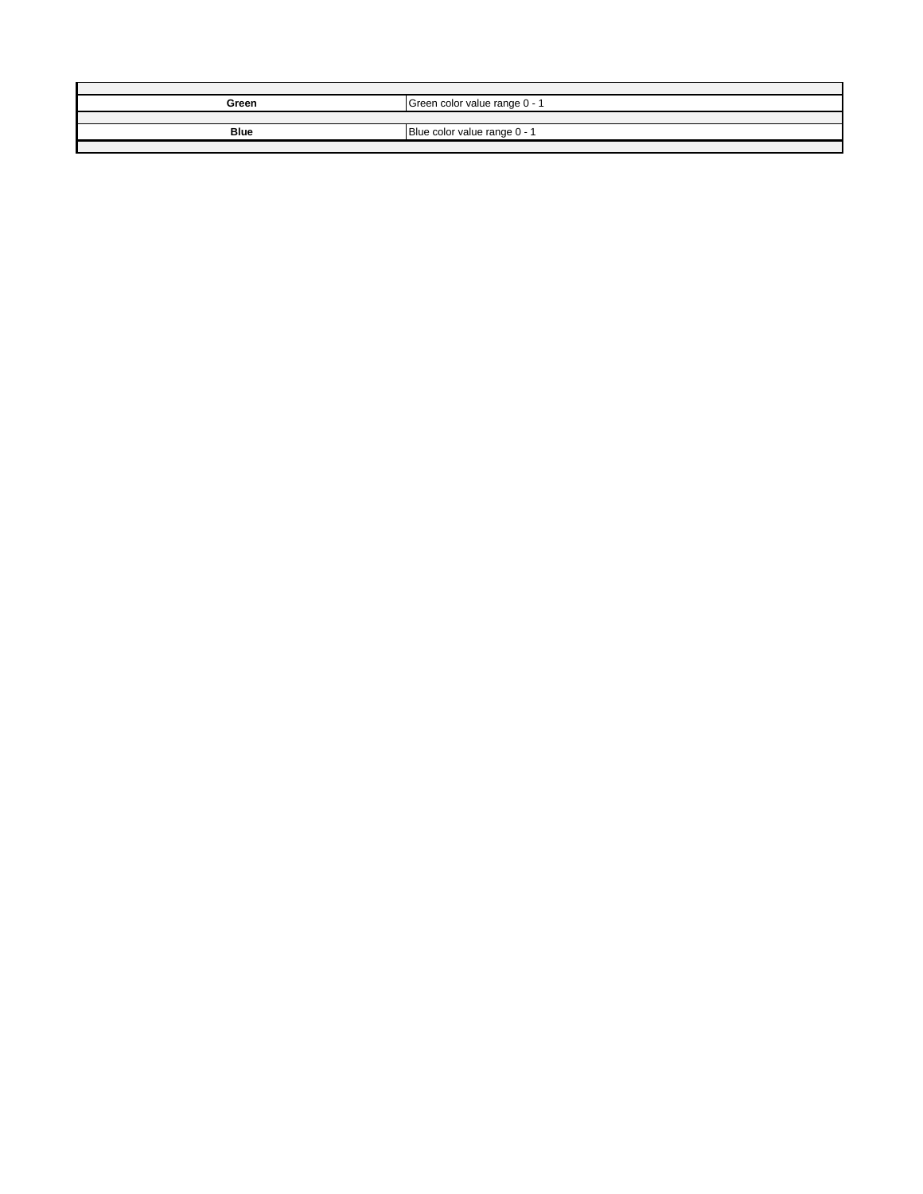| | |
|---|---|
| **Green** | Green color value range 0 - 1 |
| | |
| **Blue** | Blue color value range 0 - 1 |
| | |